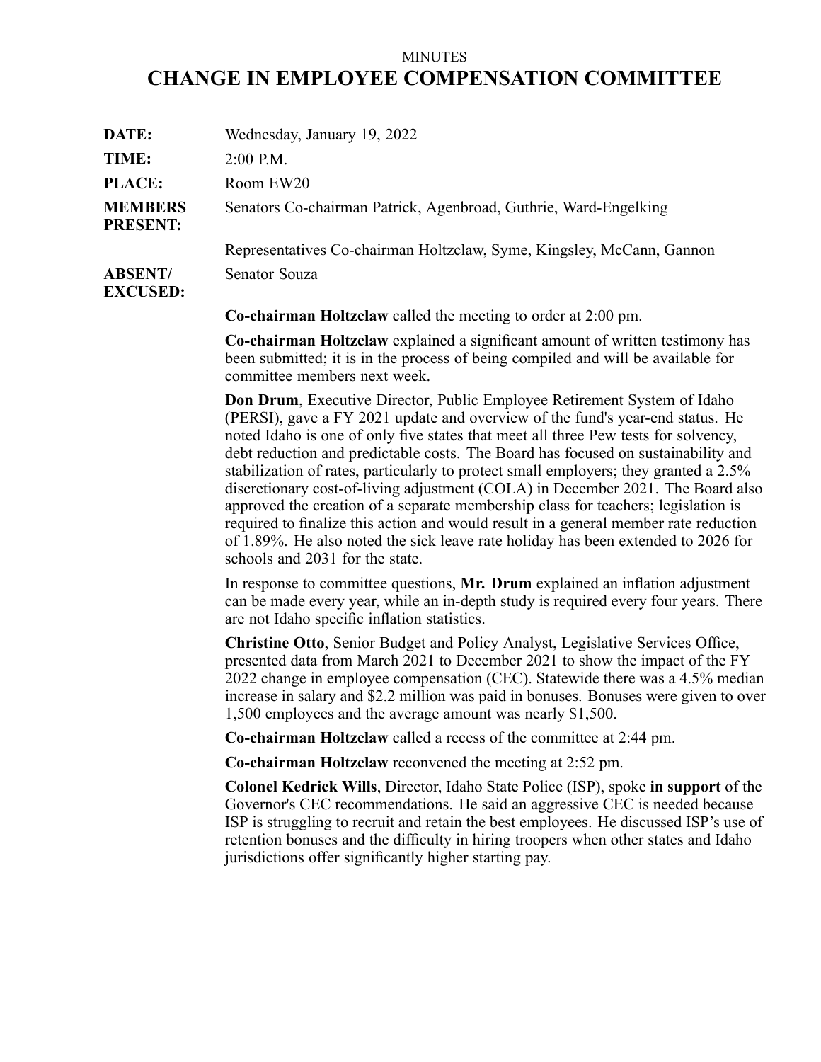MINUTES

# CHANGE IN EMPLOYEE COMPENSATION COMMITTEE

**DATE:** Wednesday, January 19, 2022

**TIME:** 2:00 P.M.

**PLACE:** Room EW20

**MEMBERS PRESENT:** Senators Co-chairman Patrick, Agenbroad, Guthrie, Ward-Engelking

Representatives Co-chairman Holtzclaw, Syme, Kingsley, McCann, Gannon

**ABSENT/ EXCUSED:** Senator Souza

**Co-chairman Holtzclaw** called the meeting to order at 2:00 pm.

**Co-chairman Holtzclaw** explained a significant amount of written testimony has been submitted; it is in the process of being compiled and will be available for committee members next week.

**Don Drum**, Executive Director, Public Employee Retirement System of Idaho (PERSI), gave a FY 2021 update and overview of the fund's year-end status. He noted Idaho is one of only five states that meet all three Pew tests for solvency, debt reduction and predictable costs. The Board has focused on sustainability and stabilization of rates, particularly to protect small employers; they granted a 2.5% discretionary cost-of-living adjustment (COLA) in December 2021. The Board also approved the creation of a separate membership class for teachers; legislation is required to finalize this action and would result in a general member rate reduction of 1.89%. He also noted the sick leave rate holiday has been extended to 2026 for schools and 2031 for the state.

In response to committee questions, **Mr. Drum** explained an inflation adjustment can be made every year, while an in-depth study is required every four years. There are not Idaho specific inflation statistics.

**Christine Otto**, Senior Budget and Policy Analyst, Legislative Services Office, presented data from March 2021 to December 2021 to show the impact of the FY 2022 change in employee compensation (CEC). Statewide there was a 4.5% median increase in salary and $2.2 million was paid in bonuses. Bonuses were given to over 1,500 employees and the average amount was nearly $1,500.

**Co-chairman Holtzclaw** called a recess of the committee at 2:44 pm.

**Co-chairman Holtzclaw** reconvened the meeting at 2:52 pm.

**Colonel Kedrick Wills**, Director, Idaho State Police (ISP), spoke **in support** of the Governor's CEC recommendations. He said an aggressive CEC is needed because ISP is struggling to recruit and retain the best employees. He discussed ISP's use of retention bonuses and the difficulty in hiring troopers when other states and Idaho jurisdictions offer significantly higher starting pay.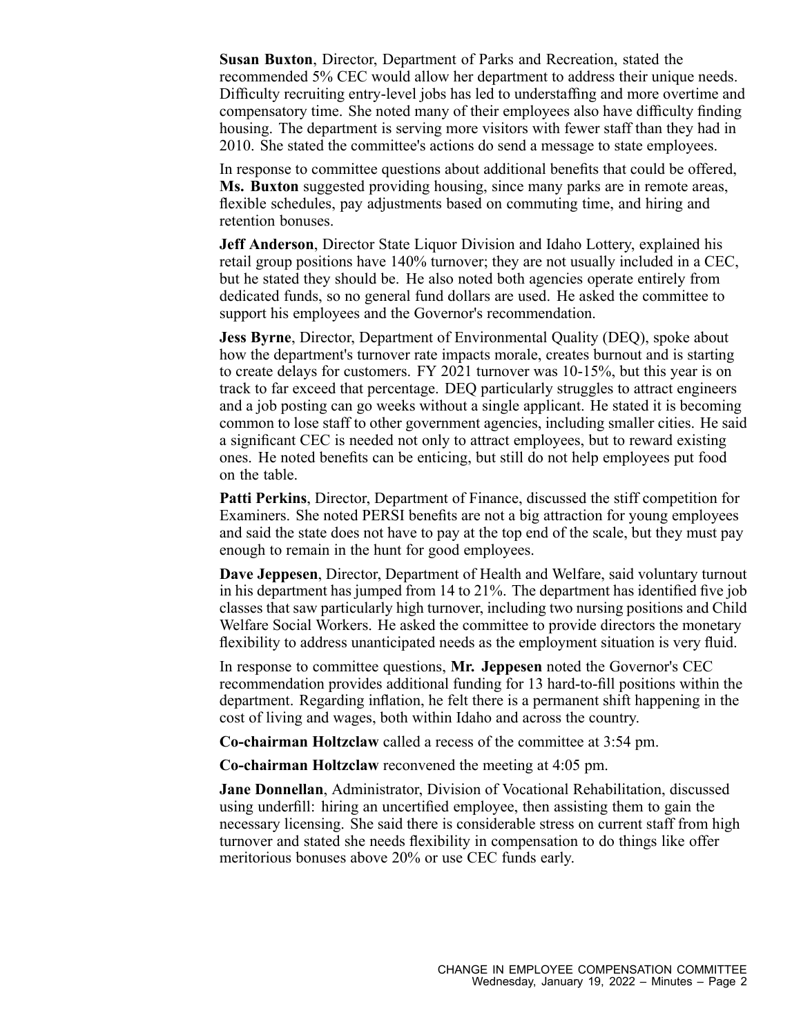**Susan Buxton**, Director, Department of Parks and Recreation, stated the recommended 5% CEC would allow her department to address their unique needs. Difficulty recruiting entry-level jobs has led to understaffing and more overtime and compensatory time. She noted many of their employees also have difficulty finding housing. The department is serving more visitors with fewer staff than they had in 2010. She stated the committee's actions do send a message to state employees.

In response to committee questions about additional benefits that could be offered, **Ms. Buxton** suggested providing housing, since many parks are in remote areas, flexible schedules, pay adjustments based on commuting time, and hiring and retention bonuses.

**Jeff Anderson**, Director State Liquor Division and Idaho Lottery, explained his retail group positions have 140% turnover; they are not usually included in a CEC, but he stated they should be. He also noted both agencies operate entirely from dedicated funds, so no general fund dollars are used. He asked the committee to support his employees and the Governor's recommendation.

**Jess Byrne**, Director, Department of Environmental Quality (DEQ), spoke about how the department's turnover rate impacts morale, creates burnout and is starting to create delays for customers. FY 2021 turnover was 10-15%, but this year is on track to far exceed that percentage. DEQ particularly struggles to attract engineers and a job posting can go weeks without a single applicant. He stated it is becoming common to lose staff to other government agencies, including smaller cities. He said a significant CEC is needed not only to attract employees, but to reward existing ones. He noted benefits can be enticing, but still do not help employees put food on the table.

**Patti Perkins**, Director, Department of Finance, discussed the stiff competition for Examiners. She noted PERSI benefits are not a big attraction for young employees and said the state does not have to pay at the top end of the scale, but they must pay enough to remain in the hunt for good employees.

**Dave Jeppesen**, Director, Department of Health and Welfare, said voluntary turnout in his department has jumped from 14 to 21%. The department has identified five job classes that saw particularly high turnover, including two nursing positions and Child Welfare Social Workers. He asked the committee to provide directors the monetary flexibility to address unanticipated needs as the employment situation is very fluid.

In response to committee questions, **Mr. Jeppesen** noted the Governor's CEC recommendation provides additional funding for 13 hard-to-fill positions within the department. Regarding inflation, he felt there is a permanent shift happening in the cost of living and wages, both within Idaho and across the country.

**Co-chairman Holtzclaw** called a recess of the committee at 3:54 pm.

**Co-chairman Holtzclaw** reconvened the meeting at 4:05 pm.

**Jane Donnellan**, Administrator, Division of Vocational Rehabilitation, discussed using underfill: hiring an uncertified employee, then assisting them to gain the necessary licensing. She said there is considerable stress on current staff from high turnover and stated she needs flexibility in compensation to do things like offer meritorious bonuses above 20% or use CEC funds early.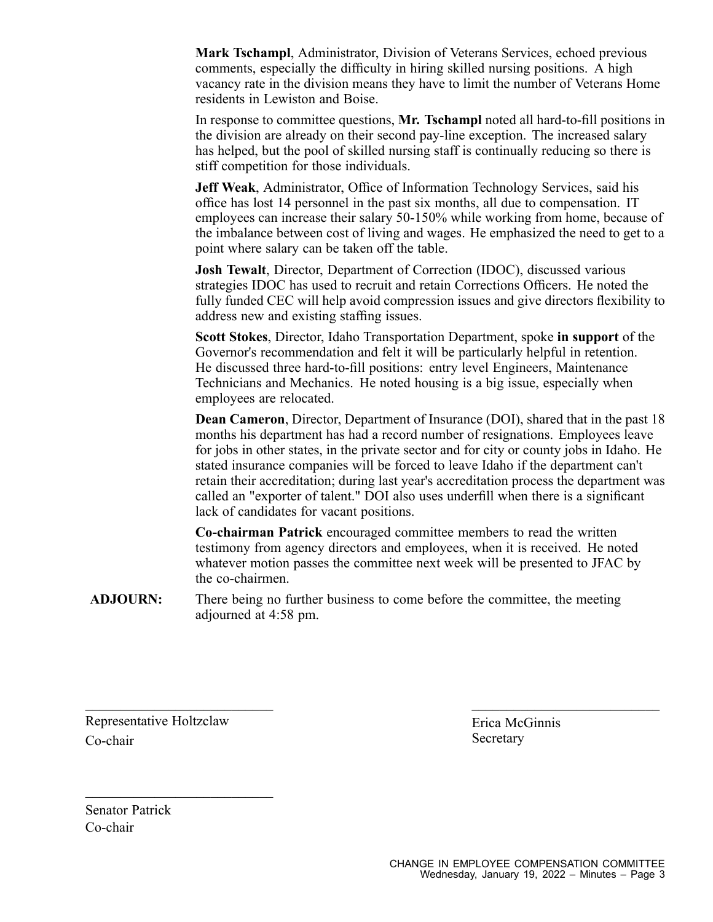**Mark Tschampl**, Administrator, Division of Veterans Services, echoed previous comments, especially the difficulty in hiring skilled nursing positions. A high vacancy rate in the division means they have to limit the number of Veterans Home residents in Lewiston and Boise.

In response to committee questions, **Mr. Tschampl** noted all hard-to-fill positions in the division are already on their second pay-line exception. The increased salary has helped, but the pool of skilled nursing staff is continually reducing so there is stiff competition for those individuals.

**Jeff Weak**, Administrator, Office of Information Technology Services, said his office has lost 14 personnel in the past six months, all due to compensation. IT employees can increase their salary 50-150% while working from home, because of the imbalance between cost of living and wages. He emphasized the need to get to a point where salary can be taken off the table.

**Josh Tewalt**, Director, Department of Correction (IDOC), discussed various strategies IDOC has used to recruit and retain Corrections Officers. He noted the fully funded CEC will help avoid compression issues and give directors flexibility to address new and existing staffing issues.

**Scott Stokes**, Director, Idaho Transportation Department, spoke **in support** of the Governor's recommendation and felt it will be particularly helpful in retention. He discussed three hard-to-fill positions: entry level Engineers, Maintenance Technicians and Mechanics. He noted housing is a big issue, especially when employees are relocated.

**Dean Cameron**, Director, Department of Insurance (DOI), shared that in the past 18 months his department has had a record number of resignations. Employees leave for jobs in other states, in the private sector and for city or county jobs in Idaho. He stated insurance companies will be forced to leave Idaho if the department can't retain their accreditation; during last year's accreditation process the department was called an "exporter of talent." DOI also uses underfill when there is a significant lack of candidates for vacant positions.

**Co-chairman Patrick** encouraged committee members to read the written testimony from agency directors and employees, when it is received. He noted whatever motion passes the committee next week will be presented to JFAC by the co-chairmen.

**ADJOURN:** There being no further business to come before the committee, the meeting adjourned at 4:58 pm.

___________________________
Representative Holtzclaw
Co-chair

___________________________
Erica McGinnis
Secretary

___________________________
Senator Patrick
Co-chair

CHANGE IN EMPLOYEE COMPENSATION COMMITTEE
Wednesday, January 19, 2022 – Minutes – Page 3